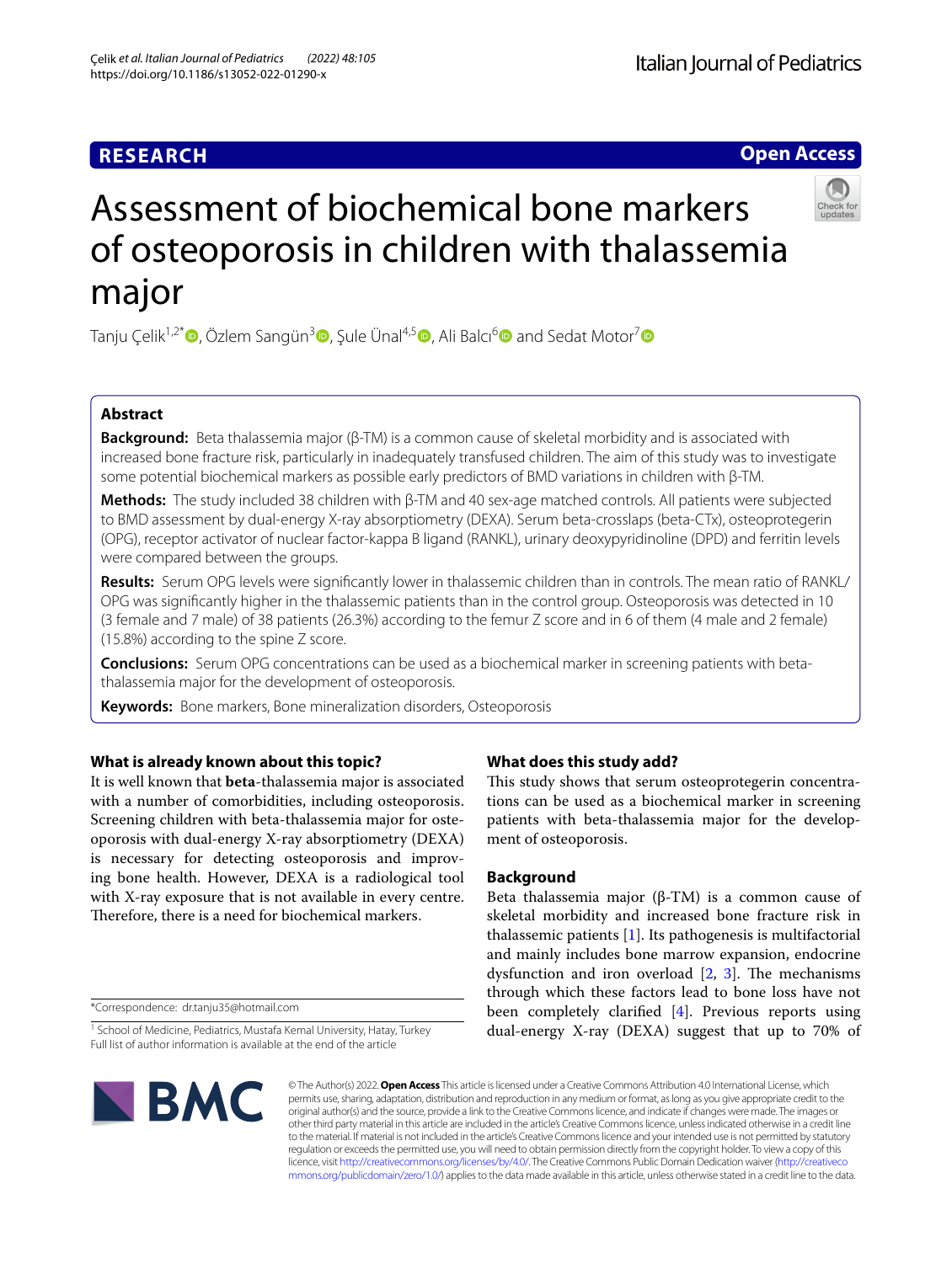RESEARCH

Open Access

# Assessment of biochemical bone markers of osteoporosis in children with thalassemia major

Tanju Çelik[1,2*], Özlem Sangün[3], Şule Ünal[4,5], Ali Balcı[6] and Sedat Motor[7]

## Abstract

**Background:** Beta thalassemia major (β-TM) is a common cause of skeletal morbidity and is associated with increased bone fracture risk, particularly in inadequately transfused children. The aim of this study was to investigate some potential biochemical markers as possible early predictors of BMD variations in children with β-TM.

**Methods:** The study included 38 children with β-TM and 40 sex-age matched controls. All patients were subjected to BMD assessment by dual-energy X-ray absorptiometry (DEXA). Serum beta-crosslaps (beta-CTx), osteoprotegerin (OPG), receptor activator of nuclear factor-kappa B ligand (RANKL), urinary deoxypyridinoline (DPD) and ferritin levels were compared between the groups.

**Results:** Serum OPG levels were significantly lower in thalassemic children than in controls. The mean ratio of RANKL/OPG was significantly higher in the thalassemic patients than in the control group. Osteoporosis was detected in 10 (3 female and 7 male) of 38 patients (26.3%) according to the femur Z score and in 6 of them (4 male and 2 female) (15.8%) according to the spine Z score.

**Conclusions:** Serum OPG concentrations can be used as a biochemical marker in screening patients with beta-thalassemia major for the development of osteoporosis.

**Keywords:** Bone markers, Bone mineralization disorders, Osteoporosis

## What is already known about this topic?

It is well known that **beta**-thalassemia major is associated with a number of comorbidities, including osteoporosis. Screening children with beta-thalassemia major for osteoporosis with dual-energy X-ray absorptiometry (DEXA) is necessary for detecting osteoporosis and improving bone health. However, DEXA is a radiological tool with X-ray exposure that is not available in every centre. Therefore, there is a need for biochemical markers.

## What does this study add?

This study shows that serum osteoprotegerin concentrations can be used as a biochemical marker in screening patients with beta-thalassemia major for the development of osteoporosis.

## Background

Beta thalassemia major (β-TM) is a common cause of skeletal morbidity and increased bone fracture risk in thalassemic patients [1]. Its pathogenesis is multifactorial and mainly includes bone marrow expansion, endocrine dysfunction and iron overload [2, 3]. The mechanisms through which these factors lead to bone loss have not been completely clarified [4]. Previous reports using dual-energy X-ray (DEXA) suggest that up to 70% of

*Correspondence: dr.tanju35@hotmail.com

[1] School of Medicine, Pediatrics, Mustafa Kemal University, Hatay, Turkey

Full list of author information is available at the end of the article

© The Author(s) 2022. **Open Access** This article is licensed under a Creative Commons Attribution 4.0 International License, which permits use, sharing, adaptation, distribution and reproduction in any medium or format, as long as you give appropriate credit to the original author(s) and the source, provide a link to the Creative Commons licence, and indicate if changes were made. The images or other third party material in this article are included in the article's Creative Commons licence, unless indicated otherwise in a credit line to the material. If material is not included in the article's Creative Commons licence and your intended use is not permitted by statutory regulation or exceeds the permitted use, you will need to obtain permission directly from the copyright holder. To view a copy of this licence, visit http://creativecommons.org/licenses/by/4.0/. The Creative Commons Public Domain Dedication waiver (http://creativecommons.org/publicdomain/zero/1.0/) applies to the data made available in this article, unless otherwise stated in a credit line to the data.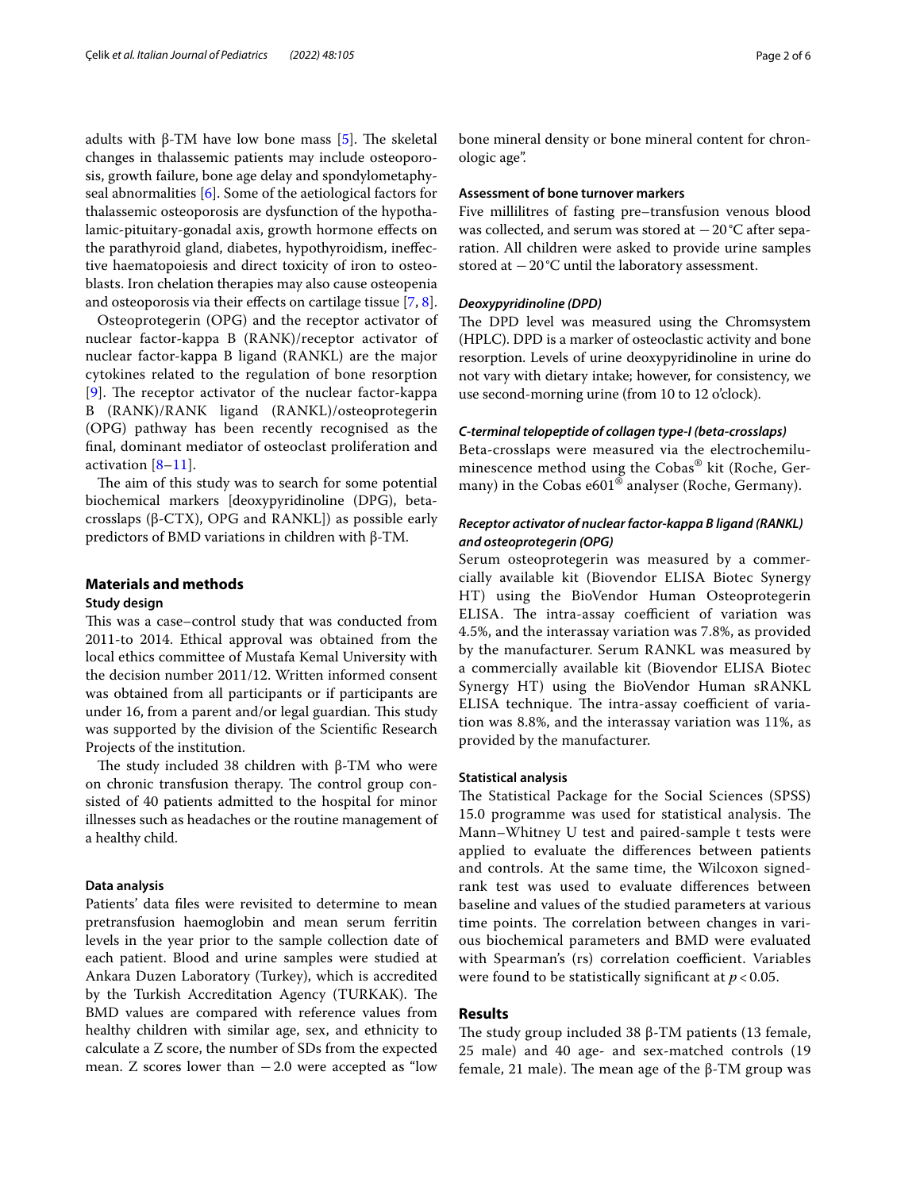adults with β-TM have low bone mass [5]. The skeletal changes in thalassemic patients may include osteoporosis, growth failure, bone age delay and spondylometaphyseal abnormalities [6]. Some of the aetiological factors for thalassemic osteoporosis are dysfunction of the hypothalamic-pituitary-gonadal axis, growth hormone effects on the parathyroid gland, diabetes, hypothyroidism, ineffective haematopoiesis and direct toxicity of iron to osteoblasts. Iron chelation therapies may also cause osteopenia and osteoporosis via their effects on cartilage tissue [7, 8].

Osteoprotegerin (OPG) and the receptor activator of nuclear factor-kappa B (RANK)/receptor activator of nuclear factor-kappa B ligand (RANKL) are the major cytokines related to the regulation of bone resorption [9]. The receptor activator of the nuclear factor-kappa B (RANK)/RANK ligand (RANKL)/osteoprotegerin (OPG) pathway has been recently recognised as the final, dominant mediator of osteoclast proliferation and activation [8–11].

The aim of this study was to search for some potential biochemical markers [deoxypyridinoline (DPG), beta-crosslaps (β-CTX), OPG and RANKL]) as possible early predictors of BMD variations in children with β-TM.

## Materials and methods

### Study design

This was a case–control study that was conducted from 2011-to 2014. Ethical approval was obtained from the local ethics committee of Mustafa Kemal University with the decision number 2011/12. Written informed consent was obtained from all participants or if participants are under 16, from a parent and/or legal guardian. This study was supported by the division of the Scientific Research Projects of the institution.

The study included 38 children with β-TM who were on chronic transfusion therapy. The control group consisted of 40 patients admitted to the hospital for minor illnesses such as headaches or the routine management of a healthy child.

### Data analysis

Patients' data files were revisited to determine to mean pretransfusion haemoglobin and mean serum ferritin levels in the year prior to the sample collection date of each patient. Blood and urine samples were studied at Ankara Duzen Laboratory (Turkey), which is accredited by the Turkish Accreditation Agency (TURKAK). The BMD values are compared with reference values from healthy children with similar age, sex, and ethnicity to calculate a Z score, the number of SDs from the expected mean. Z scores lower than −2.0 were accepted as "low bone mineral density or bone mineral content for chronologic age".

### Assessment of bone turnover markers

Five millilitres of fasting pre–transfusion venous blood was collected, and serum was stored at −20 °C after separation. All children were asked to provide urine samples stored at −20 °C until the laboratory assessment.

#### *Deoxypyridinoline (DPD)*

The DPD level was measured using the Chromsystem (HPLC). DPD is a marker of osteoclastic activity and bone resorption. Levels of urine deoxypyridinoline in urine do not vary with dietary intake; however, for consistency, we use second-morning urine (from 10 to 12 o'clock).

#### *C-terminal telopeptide of collagen type-I (beta-crosslaps)*

Beta-crosslaps were measured via the electrochemiluminescence method using the Cobas® kit (Roche, Germany) in the Cobas e601® analyser (Roche, Germany).

#### *Receptor activator of nuclear factor-kappa B ligand (RANKL) and osteoprotegerin (OPG)*

Serum osteoprotegerin was measured by a commercially available kit (Biovendor ELISA Biotec Synergy HT) using the BioVendor Human Osteoprotegerin ELISA. The intra-assay coefficient of variation was 4.5%, and the interassay variation was 7.8%, as provided by the manufacturer. Serum RANKL was measured by a commercially available kit (Biovendor ELISA Biotec Synergy HT) using the BioVendor Human sRANKL ELISA technique. The intra-assay coefficient of variation was 8.8%, and the interassay variation was 11%, as provided by the manufacturer.

### Statistical analysis

The Statistical Package for the Social Sciences (SPSS) 15.0 programme was used for statistical analysis. The Mann–Whitney U test and paired-sample t tests were applied to evaluate the differences between patients and controls. At the same time, the Wilcoxon signed-rank test was used to evaluate differences between baseline and values of the studied parameters at various time points. The correlation between changes in various biochemical parameters and BMD were evaluated with Spearman's (rs) correlation coefficient. Variables were found to be statistically significant at $p < 0.05$.

## Results

The study group included 38 β-TM patients (13 female, 25 male) and 40 age- and sex-matched controls (19 female, 21 male). The mean age of the β-TM group was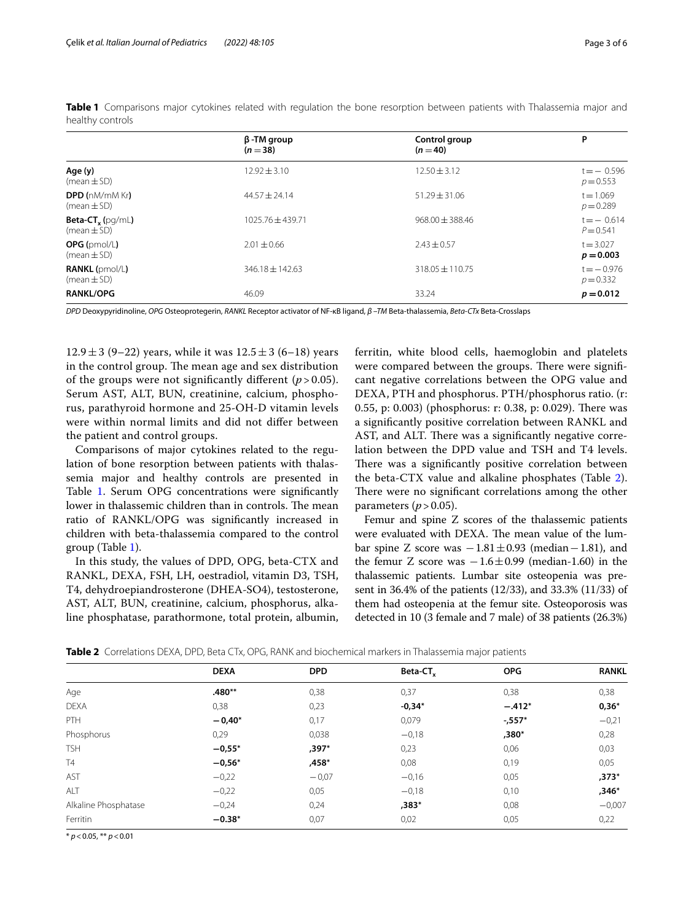**Table 1** Comparisons major cytokines related with regulation the bone resorption between patients with Thalassemia major and healthy controls

| | β -TM group ($n = 38$) | Control group ($n = 40$) | P |
|---|---|---|---|
| **Age (y)** (mean ± SD) | 12.92 ± 3.10 | 12.50 ± 3.12 | t = − 0.596 p = 0.553 |
| **DPD** (nM/mM Kr) (mean ± SD) | 44.57 ± 24.14 | 51.29 ± 31.06 | t = 1.069 p = 0.289 |
| **Beta-CT$_x$** (pg/mL) (mean ± SD) | 1025.76 ± 439.71 | 968.00 ± 388.46 | t = − 0.614 P = 0.541 |
| **OPG** (pmol/L) (mean ± SD) | 2.01 ± 0.66 | 2.43 ± 0.57 | t = 3.027 **p = 0.003** |
| **RANKL** (pmol/L) (mean ± SD) | 346.18 ± 142.63 | 318.05 ± 110.75 | t = −0.976 p = 0.332 |
| **RANKL/OPG** | 46.09 | 33.24 | **p = 0.012** |

*DPD* Deoxypyridinoline, *OPG* Osteoprotegerin, *RANKL* Receptor activator of NF-κB ligand, *β –TM* Beta-thalassemia, *Beta-CTx* Beta-Crosslaps

12.9 ± 3 (9–22) years, while it was 12.5 ± 3 (6–18) years in the control group. The mean age and sex distribution of the groups were not significantly different ($p > 0.05$). Serum AST, ALT, BUN, creatinine, calcium, phosphorus, parathyroid hormone and 25-OH-D vitamin levels were within normal limits and did not differ between the patient and control groups.

Comparisons of major cytokines related to the regulation of bone resorption between patients with thalassemia major and healthy controls are presented in Table 1. Serum OPG concentrations were significantly lower in thalassemic children than in controls. The mean ratio of RANKL/OPG was significantly increased in children with beta-thalassemia compared to the control group (Table 1).

In this study, the values of DPD, OPG, beta-CTX and RANKL, DEXA, FSH, LH, oestradiol, vitamin D3, TSH, T4, dehydroepiandrosterone (DHEA-SO4), testosterone, AST, ALT, BUN, creatinine, calcium, phosphorus, alkaline phosphatase, parathormone, total protein, albumin, ferritin, white blood cells, haemoglobin and platelets were compared between the groups. There were significant negative correlations between the OPG value and DEXA, PTH and phosphorus. PTH/phosphorus ratio. (r: 0.55, p: 0.003) (phosphorus: r: 0.38, p: 0.029). There was a significantly positive correlation between RANKL and AST, and ALT. There was a significantly negative correlation between the DPD value and TSH and T4 levels. There was a significantly positive correlation between the beta-CTX value and alkaline phosphates (Table 2). There were no significant correlations among the other parameters ($p > 0.05$).

Femur and spine Z scores of the thalassemic patients were evaluated with DEXA. The mean value of the lumbar spine Z score was −1.81 ± 0.93 (median −1.81), and the femur Z score was −1.6 ± 0.99 (median-1.60) in the thalassemic patients. Lumbar site osteopenia was present in 36.4% of the patients (12/33), and 33.3% (11/33) of them had osteopenia at the femur site. Osteoporosis was detected in 10 (3 female and 7 male) of 38 patients (26.3%)

**Table 2** Correlations DEXA, DPD, Beta CTx, OPG, RANK and biochemical markers in Thalassemia major patients

| | DEXA | DPD | Beta-CT$_x$ | OPG | RANKL |
|---|---|---|---|---|---|
| Age | **.480**\*\* | 0,38 | 0,37 | 0,38 | 0,38 |
| DEXA | 0,38 | 0,23 | **-0,34**\* | **−.412**\* | **0,36**\* |
| PTH | **− 0,40**\* | 0,17 | 0,079 | **-,557**\* | −0,21 |
| Phosphorus | 0,29 | 0,038 | −0,18 | **,380**\* | 0,28 |
| TSH | **−0,55**\* | **,397**\* | 0,23 | 0,06 | 0,03 |
| T4 | **−0,56**\* | **,458**\* | 0,08 | 0,19 | 0,05 |
| AST | −0,22 | − 0,07 | −0,16 | 0,05 | **,373**\* |
| ALT | −0,22 | 0,05 | −0,18 | 0,10 | **,346**\* |
| Alkaline Phosphatase | −0,24 | 0,24 | **,383**\* | 0,08 | −0,007 |
| Ferritin | **−0.38**\* | 0,07 | 0,02 | 0,05 | 0,22 |

\* $p < 0.05$, \*\* $p < 0.01$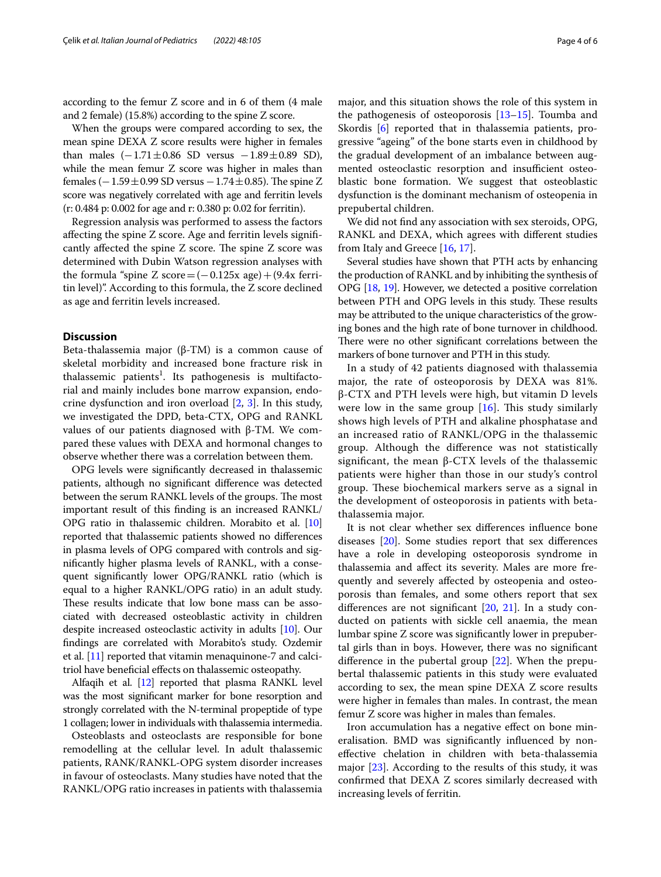according to the femur Z score and in 6 of them (4 male and 2 female) (15.8%) according to the spine Z score.

When the groups were compared according to sex, the mean spine DEXA Z score results were higher in females than males ($-1.71 \pm 0.86$ SD versus $-1.89 \pm 0.89$ SD), while the mean femur Z score was higher in males than females ($-1.59 \pm 0.99$ SD versus $-1.74 \pm 0.85$). The spine Z score was negatively correlated with age and ferritin levels (r: 0.484 p: 0.002 for age and r: 0.380 p: 0.02 for ferritin).

Regression analysis was performed to assess the factors affecting the spine Z score. Age and ferritin levels significantly affected the spine Z score. The spine Z score was determined with Dubin Watson regression analyses with the formula "spine Z score = ($-$0.125x age) + (9.4x ferritin level)". According to this formula, the Z score declined as age and ferritin levels increased.

## Discussion

Beta-thalassemia major (β-TM) is a common cause of skeletal morbidity and increased bone fracture risk in thalassemic patients[1]. Its pathogenesis is multifactorial and mainly includes bone marrow expansion, endocrine dysfunction and iron overload [2, 3]. In this study, we investigated the DPD, beta-CTX, OPG and RANKL values of our patients diagnosed with β-TM. We compared these values with DEXA and hormonal changes to observe whether there was a correlation between them.

OPG levels were significantly decreased in thalassemic patients, although no significant difference was detected between the serum RANKL levels of the groups. The most important result of this finding is an increased RANKL/OPG ratio in thalassemic children. Morabito et al. [10] reported that thalassemic patients showed no differences in plasma levels of OPG compared with controls and significantly higher plasma levels of RANKL, with a consequent significantly lower OPG/RANKL ratio (which is equal to a higher RANKL/OPG ratio) in an adult study. These results indicate that low bone mass can be associated with decreased osteoblastic activity in children despite increased osteoclastic activity in adults [10]. Our findings are correlated with Morabito's study. Ozdemir et al. [11] reported that vitamin menaquinone-7 and calcitriol have beneficial effects on thalassemic osteopathy.

Alfaqih et al. [12] reported that plasma RANKL level was the most significant marker for bone resorption and strongly correlated with the N-terminal propeptide of type 1 collagen; lower in individuals with thalassemia intermedia.

Osteoblasts and osteoclasts are responsible for bone remodelling at the cellular level. In adult thalassemic patients, RANK/RANKL-OPG system disorder increases in favour of osteoclasts. Many studies have noted that the RANKL/OPG ratio increases in patients with thalassemia major, and this situation shows the role of this system in the pathogenesis of osteoporosis [13–15]. Toumba and Skordis [6] reported that in thalassemia patients, progressive "ageing" of the bone starts even in childhood by the gradual development of an imbalance between augmented osteoclastic resorption and insufficient osteoblastic bone formation. We suggest that osteoblastic dysfunction is the dominant mechanism of osteopenia in prepubertal children.

We did not find any association with sex steroids, OPG, RANKL and DEXA, which agrees with different studies from Italy and Greece [16, 17].

Several studies have shown that PTH acts by enhancing the production of RANKL and by inhibiting the synthesis of OPG [18, 19]. However, we detected a positive correlation between PTH and OPG levels in this study. These results may be attributed to the unique characteristics of the growing bones and the high rate of bone turnover in childhood. There were no other significant correlations between the markers of bone turnover and PTH in this study.

In a study of 42 patients diagnosed with thalassemia major, the rate of osteoporosis by DEXA was 81%. β-CTX and PTH levels were high, but vitamin D levels were low in the same group [16]. This study similarly shows high levels of PTH and alkaline phosphatase and an increased ratio of RANKL/OPG in the thalassemic group. Although the difference was not statistically significant, the mean β-CTX levels of the thalassemic patients were higher than those in our study's control group. These biochemical markers serve as a signal in the development of osteoporosis in patients with beta-thalassemia major.

It is not clear whether sex differences influence bone diseases [20]. Some studies report that sex differences have a role in developing osteoporosis syndrome in thalassemia and affect its severity. Males are more frequently and severely affected by osteopenia and osteoporosis than females, and some others report that sex differences are not significant [20, 21]. In a study conducted on patients with sickle cell anaemia, the mean lumbar spine Z score was significantly lower in prepubertal girls than in boys. However, there was no significant difference in the pubertal group [22]. When the prepubertal thalassemic patients in this study were evaluated according to sex, the mean spine DEXA Z score results were higher in females than males. In contrast, the mean femur Z score was higher in males than females.

Iron accumulation has a negative effect on bone mineralisation. BMD was significantly influenced by non-effective chelation in children with beta-thalassemia major [23]. According to the results of this study, it was confirmed that DEXA Z scores similarly decreased with increasing levels of ferritin.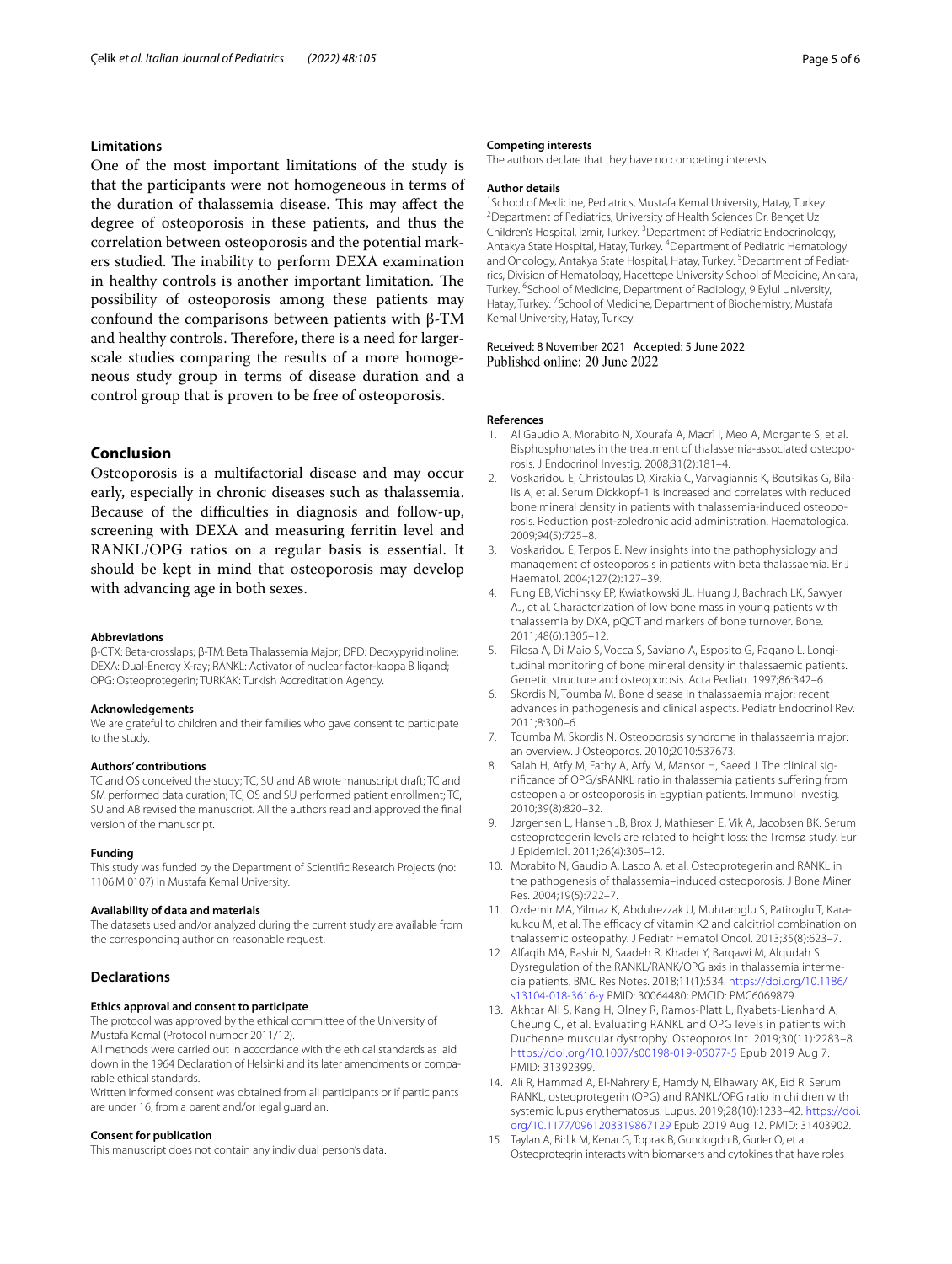## Limitations

One of the most important limitations of the study is that the participants were not homogeneous in terms of the duration of thalassemia disease. This may affect the degree of osteoporosis in these patients, and thus the correlation between osteoporosis and the potential markers studied. The inability to perform DEXA examination in healthy controls is another important limitation. The possibility of osteoporosis among these patients may confound the comparisons between patients with β-TM and healthy controls. Therefore, there is a need for larger-scale studies comparing the results of a more homogeneous study group in terms of disease duration and a control group that is proven to be free of osteoporosis.

## Conclusion

Osteoporosis is a multifactorial disease and may occur early, especially in chronic diseases such as thalassemia. Because of the difficulties in diagnosis and follow-up, screening with DEXA and measuring ferritin level and RANKL/OPG ratios on a regular basis is essential. It should be kept in mind that osteoporosis may develop with advancing age in both sexes.

#### Abbreviations

β-CTX: Beta-crosslaps; β-TM: Beta Thalassemia Major; DPD: Deoxypyridinoline; DEXA: Dual-Energy X-ray; RANKL: Activator of nuclear factor-kappa B ligand; OPG: Osteoprotegerin; TURKAK: Turkish Accreditation Agency.

#### Acknowledgements

We are grateful to children and their families who gave consent to participate to the study.

#### Authors' contributions

TC and OS conceived the study; TC, SU and AB wrote manuscript draft; TC and SM performed data curation; TC, OS and SU performed patient enrollment; TC, SU and AB revised the manuscript. All the authors read and approved the final version of the manuscript.

#### Funding

This study was funded by the Department of Scientific Research Projects (no: 1106 M 0107) in Mustafa Kemal University.

#### Availability of data and materials

The datasets used and/or analyzed during the current study are available from the corresponding author on reasonable request.

### Declarations

#### Ethics approval and consent to participate

The protocol was approved by the ethical committee of the University of Mustafa Kemal (Protocol number 2011/12).

All methods were carried out in accordance with the ethical standards as laid down in the 1964 Declaration of Helsinki and its later amendments or comparable ethical standards.

Written informed consent was obtained from all participants or if participants are under 16, from a parent and/or legal guardian.

#### Consent for publication

This manuscript does not contain any individual person's data.

#### Competing interests

The authors declare that they have no competing interests.

#### Author details

[1]School of Medicine, Pediatrics, Mustafa Kemal University, Hatay, Turkey. [2]Department of Pediatrics, University of Health Sciences Dr. Behçet Uz Children's Hospital, İzmir, Turkey. [3]Department of Pediatric Endocrinology, Antakya State Hospital, Hatay, Turkey. [4]Department of Pediatric Hematology and Oncology, Antakya State Hospital, Hatay, Turkey. [5]Department of Pediatrics, Division of Hematology, Hacettepe University School of Medicine, Ankara, Turkey. [6]School of Medicine, Department of Radiology, 9 Eylul University, Hatay, Turkey. [7]School of Medicine, Department of Biochemistry, Mustafa Kemal University, Hatay, Turkey.

Received: 8 November 2021 Accepted: 5 June 2022
Published online: 20 June 2022

#### References

1. Al Gaudio A, Morabito N, Xourafa A, Macrì I, Meo A, Morgante S, et al. Bisphosphonates in the treatment of thalassemia-associated osteoporosis. J Endocrinol Investig. 2008;31(2):181–4.
2. Voskaridou E, Christoulas D, Xirakia C, Varvagiannis K, Boutsikas G, Bilalis A, et al. Serum Dickkopf-1 is increased and correlates with reduced bone mineral density in patients with thalassemia-induced osteoporosis. Reduction post-zoledronic acid administration. Haematologica. 2009;94(5):725–8.
3. Voskaridou E, Terpos E. New insights into the pathophysiology and management of osteoporosis in patients with beta thalassaemia. Br J Haematol. 2004;127(2):127–39.
4. Fung EB, Vichinsky EP, Kwiatkowski JL, Huang J, Bachrach LK, Sawyer AJ, et al. Characterization of low bone mass in young patients with thalassemia by DXA, pQCT and markers of bone turnover. Bone. 2011;48(6):1305–12.
5. Filosa A, Di Maio S, Vocca S, Saviano A, Esposito G, Pagano L. Longitudinal monitoring of bone mineral density in thalassaemic patients. Genetic structure and osteoporosis. Acta Pediatr. 1997;86:342–6.
6. Skordis N, Toumba M. Bone disease in thalassaemia major: recent advances in pathogenesis and clinical aspects. Pediatr Endocrinol Rev. 2011;8:300–6.
7. Toumba M, Skordis N. Osteoporosis syndrome in thalassaemia major: an overview. J Osteoporos. 2010;2010:537673.
8. Salah H, Atfy M, Fathy A, Atfy M, Mansor H, Saeed J. The clinical significance of OPG/sRANKL ratio in thalassemia patients suffering from osteopenia or osteoporosis in Egyptian patients. Immunol Investig. 2010;39(8):820–32.
9. Jørgensen L, Hansen JB, Brox J, Mathiesen E, Vik A, Jacobsen BK. Serum osteoprotegerin levels are related to height loss: the Tromsø study. Eur J Epidemiol. 2011;26(4):305–12.
10. Morabito N, Gaudio A, Lasco A, et al. Osteoprotegerin and RANKL in the pathogenesis of thalassemia–induced osteoporosis. J Bone Miner Res. 2004;19(5):722–7.
11. Ozdemir MA, Yilmaz K, Abdulrezzak U, Muhtaroglu S, Patiroglu T, Karakukcu M, et al. The efficacy of vitamin K2 and calcitriol combination on thalassemic osteopathy. J Pediatr Hematol Oncol. 2013;35(8):623–7.
12. Alfaqih MA, Bashir N, Saadeh R, Khader Y, Barqawi M, Alqudah S. Dysregulation of the RANKL/RANK/OPG axis in thalassemia intermedia patients. BMC Res Notes. 2018;11(1):534. https://doi.org/10.1186/s13104-018-3616-y PMID: 30064480; PMCID: PMC6069879.
13. Akhtar Ali S, Kang H, Olney R, Ramos-Platt L, Ryabets-Lienhard A, Cheung C, et al. Evaluating RANKL and OPG levels in patients with Duchenne muscular dystrophy. Osteoporos Int. 2019;30(11):2283–8. https://doi.org/10.1007/s00198-019-05077-5 Epub 2019 Aug 7. PMID: 31392399.
14. Ali R, Hammad A, El-Nahrery E, Hamdy N, Elhawary AK, Eid R. Serum RANKL, osteoprotegerin (OPG) and RANKL/OPG ratio in children with systemic lupus erythematosus. Lupus. 2019;28(10):1233–42. https://doi.org/10.1177/0961203319867129 Epub 2019 Aug 12. PMID: 31403902.
15. Taylan A, Birlik M, Kenar G, Toprak B, Gundogdu B, Gurler O, et al. Osteoprotegrin interacts with biomarkers and cytokines that have roles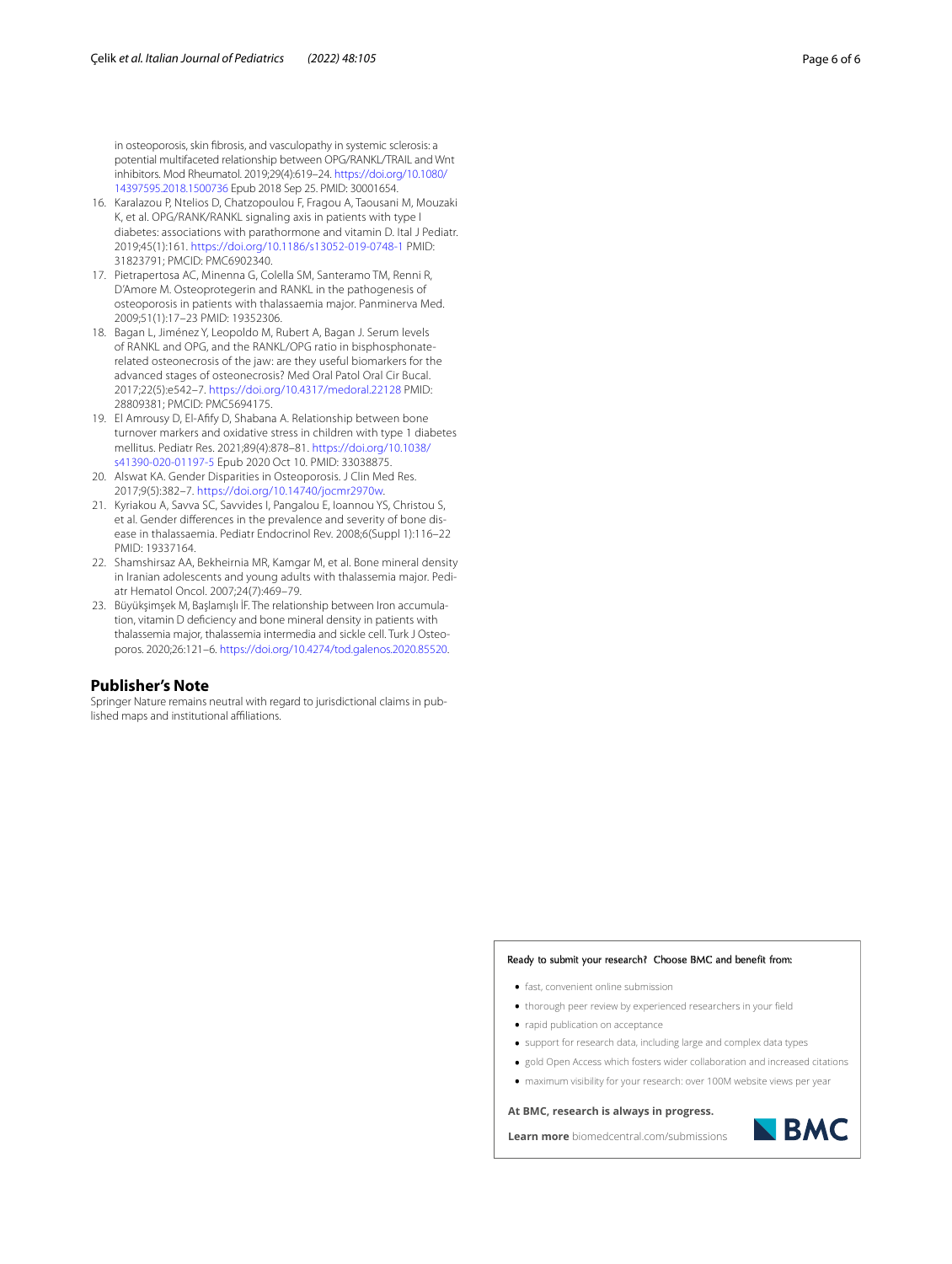in osteoporosis, skin fibrosis, and vasculopathy in systemic sclerosis: a potential multifaceted relationship between OPG/RANKL/TRAIL and Wnt inhibitors. Mod Rheumatol. 2019;29(4):619–24. https://doi.org/10.1080/14397595.2018.1500736 Epub 2018 Sep 25. PMID: 30001654.

16. Karalazou P, Ntelios D, Chatzopoulou F, Fragou A, Taousani M, Mouzaki K, et al. OPG/RANK/RANKL signaling axis in patients with type I diabetes: associations with parathormone and vitamin D. Ital J Pediatr. 2019;45(1):161. https://doi.org/10.1186/s13052-019-0748-1 PMID: 31823791; PMCID: PMC6902340.
17. Pietrapertosa AC, Minenna G, Colella SM, Santeramo TM, Renni R, D'Amore M. Osteoprotegerin and RANKL in the pathogenesis of osteoporosis in patients with thalassaemia major. Panminerva Med. 2009;51(1):17–23 PMID: 19352306.
18. Bagan L, Jiménez Y, Leopoldo M, Rubert A, Bagan J. Serum levels of RANKL and OPG, and the RANKL/OPG ratio in bisphosphonate-related osteonecrosis of the jaw: are they useful biomarkers for the advanced stages of osteonecrosis? Med Oral Patol Oral Cir Bucal. 2017;22(5):e542–7. https://doi.org/10.4317/medoral.22128 PMID: 28809381; PMCID: PMC5694175.
19. El Amrousy D, El-Afify D, Shabana A. Relationship between bone turnover markers and oxidative stress in children with type 1 diabetes mellitus. Pediatr Res. 2021;89(4):878–81. https://doi.org/10.1038/s41390-020-01197-5 Epub 2020 Oct 10. PMID: 33038875.
20. Alswat KA. Gender Disparities in Osteoporosis. J Clin Med Res. 2017;9(5):382–7. https://doi.org/10.14740/jocmr2970w.
21. Kyriakou A, Savva SC, Savvides I, Pangalou E, Ioannou YS, Christou S, et al. Gender differences in the prevalence and severity of bone disease in thalassaemia. Pediatr Endocrinol Rev. 2008;6(Suppl 1):116–22 PMID: 19337164.
22. Shamshirsaz AA, Bekheirnia MR, Kamgar M, et al. Bone mineral density in Iranian adolescents and young adults with thalassemia major. Pediatr Hematol Oncol. 2007;24(7):469–79.
23. Büyükşimşek M, Başlamışlı İF. The relationship between Iron accumulation, vitamin D deficiency and bone mineral density in patients with thalassemia major, thalassemia intermedia and sickle cell. Turk J Osteoporos. 2020;26:121–6. https://doi.org/10.4274/tod.galenos.2020.85520.

## Publisher's Note

Springer Nature remains neutral with regard to jurisdictional claims in published maps and institutional affiliations.

Ready to submit your research? Choose BMC and benefit from:

- fast, convenient online submission
- thorough peer review by experienced researchers in your field
- rapid publication on acceptance
- support for research data, including large and complex data types
- gold Open Access which fosters wider collaboration and increased citations
- maximum visibility for your research: over 100M website views per year

**At BMC, research is always in progress.**

**Learn more** biomedcentral.com/submissions

BMC